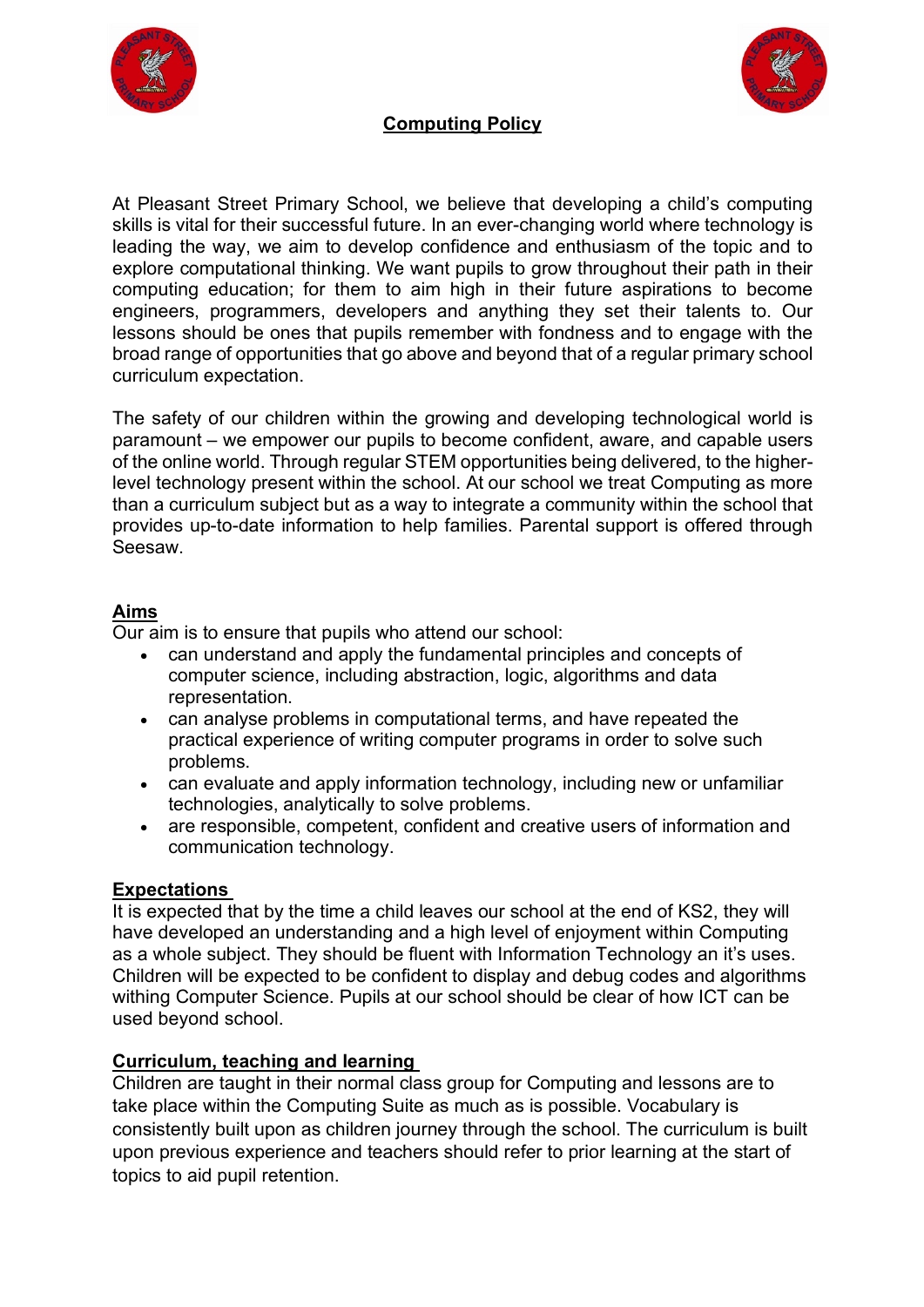# Computing Policy

At Pleasant Street Primary School, we believe that developing a child's computing skills is vital for their successful future. In an ever-changing world where technology is leading the way, we aim to develop confidence and enthusiasm of the topic and to explore computational thinking. We want pupils to grow throughout their path in their computing education; for them to aim high in their future aspirations to become engineers, programmers, developers and anything they set their talents to. Our lessons should be ones that pupils remember with fondness and to engage with the broad range of opportunities that go above and beyond that of a regular primary school curriculum expectation.

The safety of our children within the growing and developing technological world is paramount – we empower our pupils to become confident, aware, and capable users of the online world. Through regular STEM opportunities being delivered, to the higher-level technology present within the school. At our school we treat Computing as more than a curriculum subject but as a way to integrate a community within the school that provides up-to-date information to help families. Parental support is offered through Seesaw.

## Aims

Our aim is to ensure that pupils who attend our school:

- can understand and apply the fundamental principles and concepts of computer science, including abstraction, logic, algorithms and data representation.
- can analyse problems in computational terms, and have repeated the practical experience of writing computer programs in order to solve such problems.
- can evaluate and apply information technology, including new or unfamiliar technologies, analytically to solve problems.
- are responsible, competent, confident and creative users of information and communication technology.

## Expectations

It is expected that by the time a child leaves our school at the end of KS2, they will have developed an understanding and a high level of enjoyment within Computing as a whole subject. They should be fluent with Information Technology an it's uses. Children will be expected to be confident to display and debug codes and algorithms withing Computer Science. Pupils at our school should be clear of how ICT can be used beyond school.

## Curriculum, teaching and learning

Children are taught in their normal class group for Computing and lessons are to take place within the Computing Suite as much as is possible. Vocabulary is consistently built upon as children journey through the school. The curriculum is built upon previous experience and teachers should refer to prior learning at the start of topics to aid pupil retention.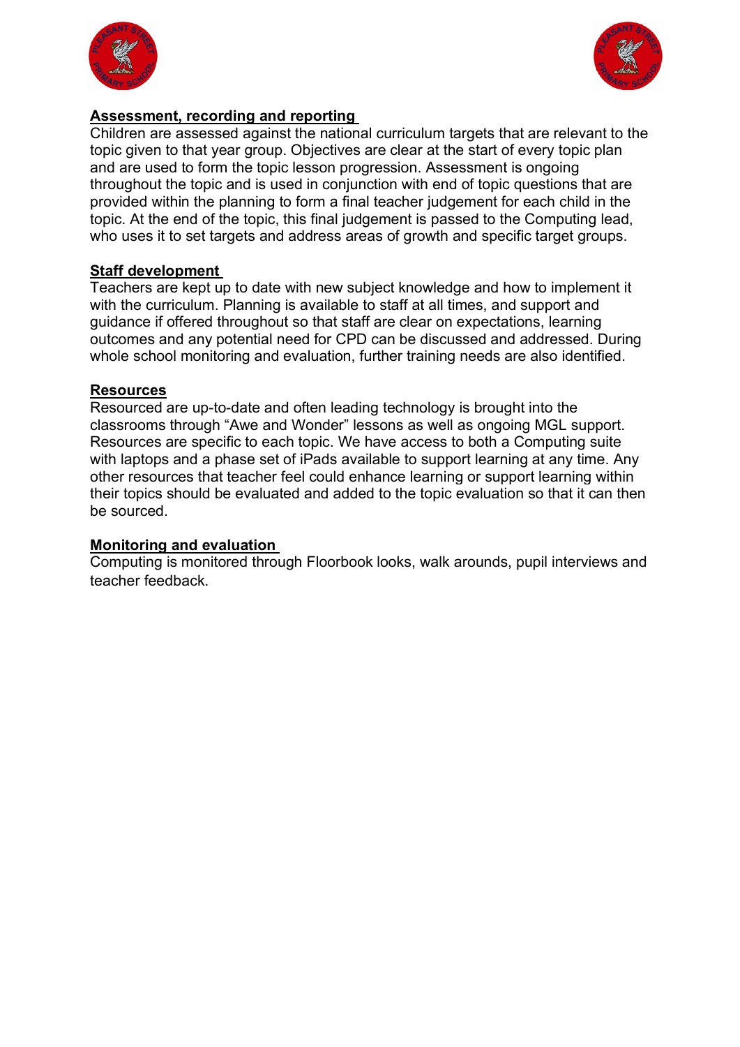**Assessment, recording and reporting**

Children are assessed against the national curriculum targets that are relevant to the topic given to that year group. Objectives are clear at the start of every topic plan and are used to form the topic lesson progression. Assessment is ongoing throughout the topic and is used in conjunction with end of topic questions that are provided within the planning to form a final teacher judgement for each child in the topic. At the end of the topic, this final judgement is passed to the Computing lead, who uses it to set targets and address areas of growth and specific target groups.

**Staff development**

Teachers are kept up to date with new subject knowledge and how to implement it with the curriculum. Planning is available to staff at all times, and support and guidance if offered throughout so that staff are clear on expectations, learning outcomes and any potential need for CPD can be discussed and addressed. During whole school monitoring and evaluation, further training needs are also identified.

**Resources**

Resourced are up-to-date and often leading technology is brought into the classrooms through "Awe and Wonder" lessons as well as ongoing MGL support. Resources are specific to each topic. We have access to both a Computing suite with laptops and a phase set of iPads available to support learning at any time. Any other resources that teacher feel could enhance learning or support learning within their topics should be evaluated and added to the topic evaluation so that it can then be sourced.

**Monitoring and evaluation**

Computing is monitored through Floorbook looks, walk arounds, pupil interviews and teacher feedback.